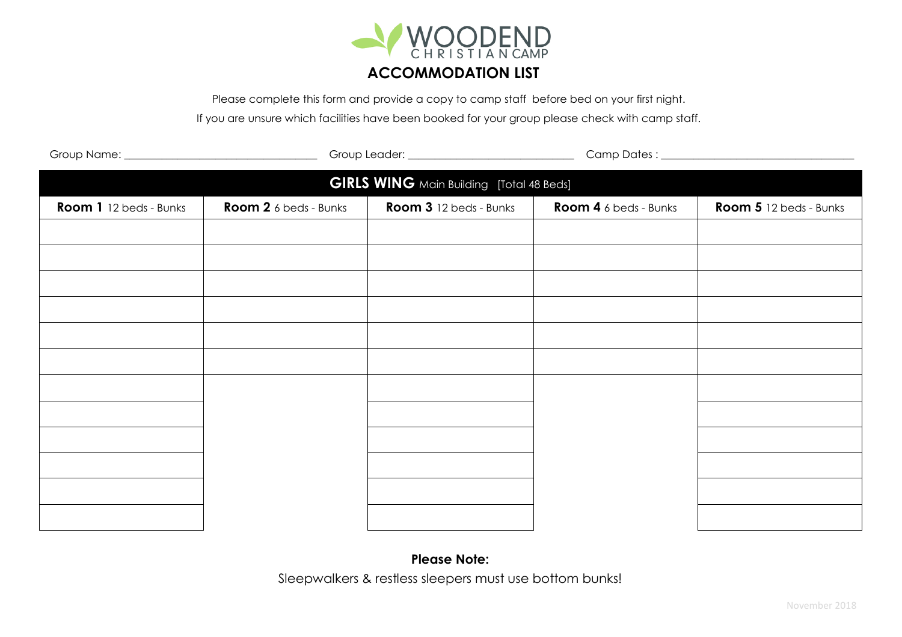# WOODEND CHRISTIAN CAMP

## ACCOMMODATION LIST

Please complete this form and provide a copy to camp staff before bed on your first night.

If you are unsure which facilities have been booked for your group please check with camp staff.

Group Name: ______________________ Group Leader: ______________________ Camp Dates : ______________________

| **GIRLS WING** Main Building [Total 48 Beds] | | | | |
|---|---|---|---|---|
| **Room 1** 12 beds - Bunks | **Room 2** 6 beds - Bunks | **Room 3** 12 beds - Bunks | **Room 4** 6 beds - Bunks | **Room 5** 12 beds - Bunks |
| | | | | |
| | | | | |
| | | | | |
| | | | | |
| | | | | |
| | | | | |
| | | | | |
| | | | | |
| | | | | |
| | | | | |
| | | | | |
| | | | | |

**Please Note:**

Sleepwalkers & restless sleepers must use bottom bunks!

November 2018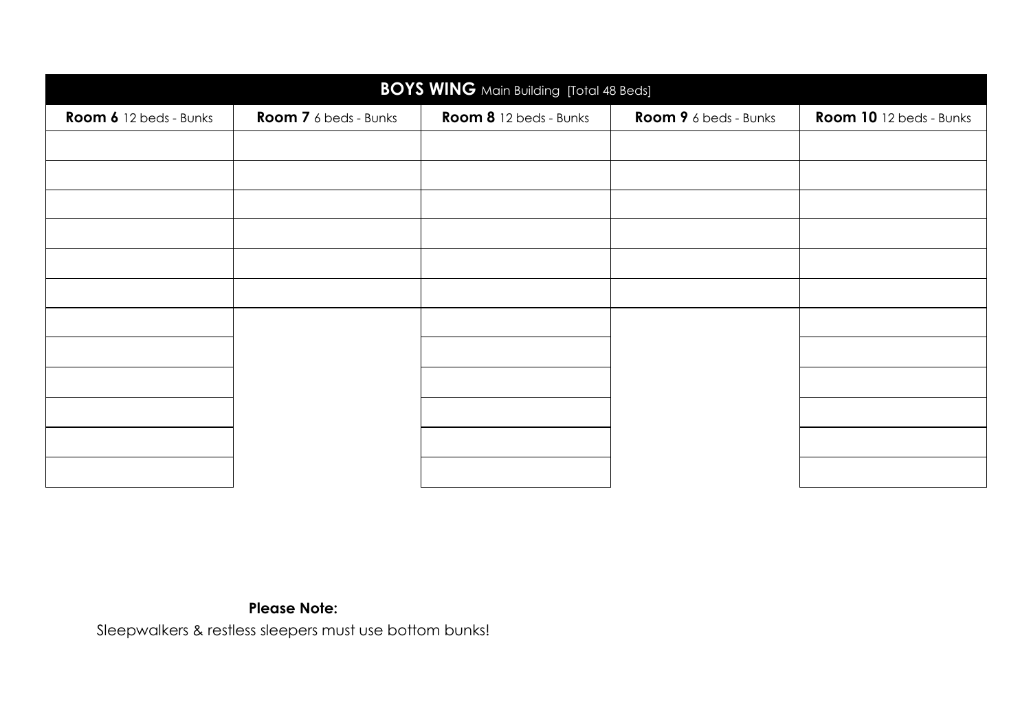| **BOYS WING** Main Building [Total 48 Beds] | | | | |
|---|---|---|---|---|
| **Room 6** 12 beds - Bunks | **Room 7** 6 beds - Bunks | **Room 8** 12 beds - Bunks | **Room 9** 6 beds - Bunks | **Room 10** 12 beds - Bunks |
| | | | | |
| | | | | |
| | | | | |
| | | | | |
| | | | | |
| | | | | |
| | | | | |
| | | | | |
| | | | | |
| | | | | |
| | | | | |
| | | | | |

**Please Note:**

Sleepwalkers & restless sleepers must use bottom bunks!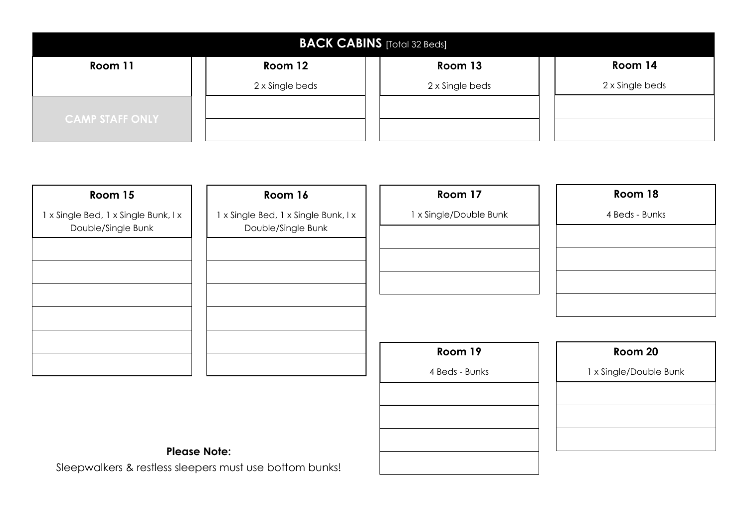# BACK CABINS [Total 32 Beds]

| Room 11 |
| --- |
| |
| CAMP STAFF ONLY |

| Room 12 |
| --- |
| 2 x Single beds |
| |
| |

| Room 13 |
| --- |
| 2 x Single beds |
| |
| |

| Room 14 |
| --- |
| 2 x Single beds |
| |
| |

| Room 15 |
| --- |
| 1 x Single Bed, 1 x Single Bunk, I x Double/Single Bunk |
| |
| |
| |
| |
| |
| |

| Room 16 |
| --- |
| 1 x Single Bed, 1 x Single Bunk, I x Double/Single Bunk |
| |
| |
| |
| |
| |
| |

| Room 17 |
| --- |
| 1 x Single/Double Bunk |
| |
| |
| |

| Room 18 |
| --- |
| 4 Beds - Bunks |
| |
| |
| |
| |

| Room 19 |
| --- |
| 4 Beds - Bunks |
| |
| |
| |
| |

| Room 20 |
| --- |
| 1 x Single/Double Bunk |
| |
| |
| |

**Please Note:**

Sleepwalkers & restless sleepers must use bottom bunks!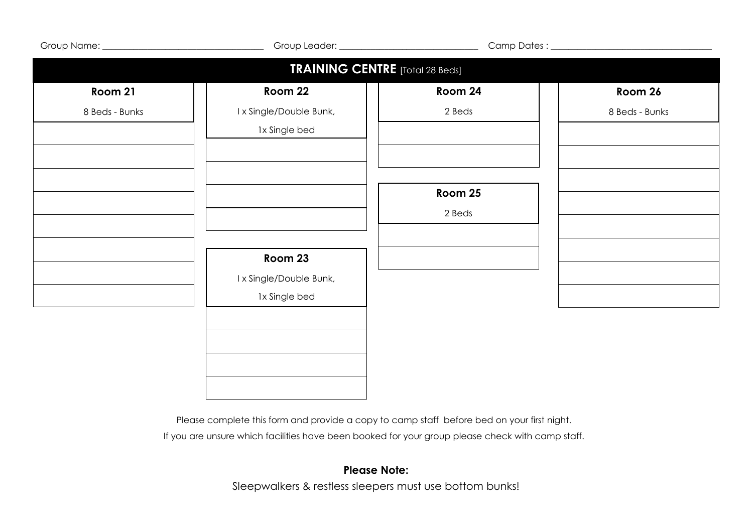Group Name: ________________________ Group Leader: ________________________ Camp Dates : ________________________

## TRAINING CENTRE [Total 28 Beds]

| Room 21 | Room 22 | Room 24 | Room 26 |
|---|---|---|---|
| 8 Beds - Bunks | I x Single/Double Bunk, 1x Single bed | 2 Beds | 8 Beds - Bunks |
| | | | |
| | | | |
| | | | |
| | | | |
| | | | |
| | | | |
| | | | |
| | | | |

| Room 23 | Room 25 |
|---|---|
| I x Single/Double Bunk, 1x Single bed | 2 Beds |
| | |
| | |
| | |
| | |

Please complete this form and provide a copy to camp staff before bed on your first night.

If you are unsure which facilities have been booked for your group please check with camp staff.

**Please Note:**

Sleepwalkers & restless sleepers must use bottom bunks!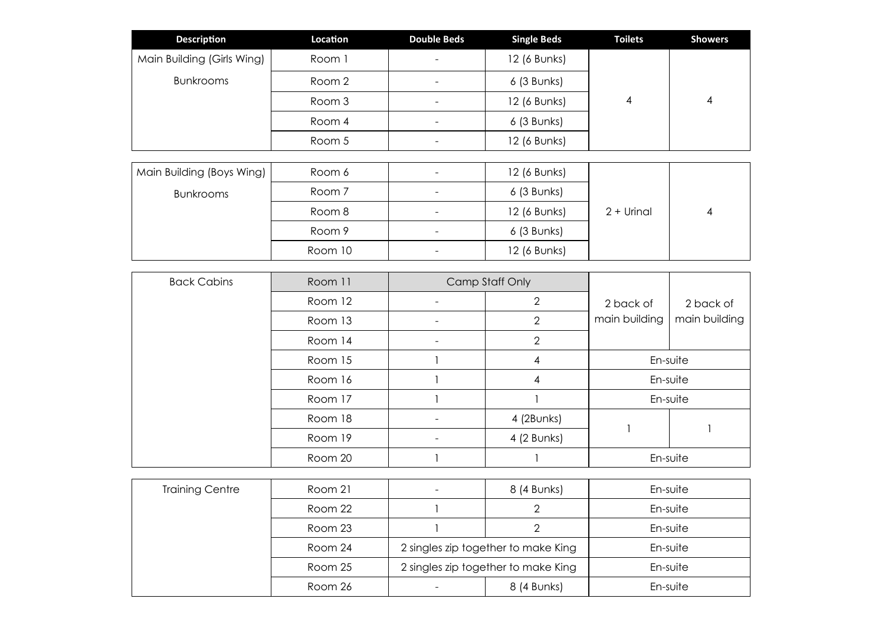| Description | Location | Double Beds | Single Beds | Toilets | Showers |
|---|---|---|---|---|---|
| Main Building (Girls Wing) Bunkrooms | Room 1 | - | 12 (6 Bunks) | 4 | 4 |
| | Room 2 | - | 6 (3 Bunks) | | |
| | Room 3 | - | 12 (6 Bunks) | | |
| | Room 4 | - | 6 (3 Bunks) | | |
| | Room 5 | - | 12 (6 Bunks) | | |
| Main Building (Boys Wing) Bunkrooms | Room 6 | - | 12 (6 Bunks) | 2 + Urinal | 4 |
| | Room 7 | - | 6 (3 Bunks) | | |
| | Room 8 | - | 12 (6 Bunks) | | |
| | Room 9 | - | 6 (3 Bunks) | | |
| | Room 10 | - | 12 (6 Bunks) | | |
| Back Cabins | Room 11 | Camp Staff Only | | 2 back of main building | 2 back of main building |
| | Room 12 | - | 2 | | |
| | Room 13 | - | 2 | | |
| | Room 14 | - | 2 | | |
| | Room 15 | 1 | 4 | En-suite | |
| | Room 16 | 1 | 4 | En-suite | |
| | Room 17 | 1 | 1 | En-suite | |
| | Room 18 | - | 4 (2Bunks) | 1 | 1 |
| | Room 19 | - | 4 (2 Bunks) | | |
| | Room 20 | 1 | 1 | En-suite | |
| Training Centre | Room 21 | - | 8 (4 Bunks) | En-suite | |
| | Room 22 | 1 | 2 | En-suite | |
| | Room 23 | 1 | 2 | En-suite | |
| | Room 24 | 2 singles zip together to make King | | En-suite | |
| | Room 25 | 2 singles zip together to make King | | En-suite | |
| | Room 26 | - | 8 (4 Bunks) | En-suite | |